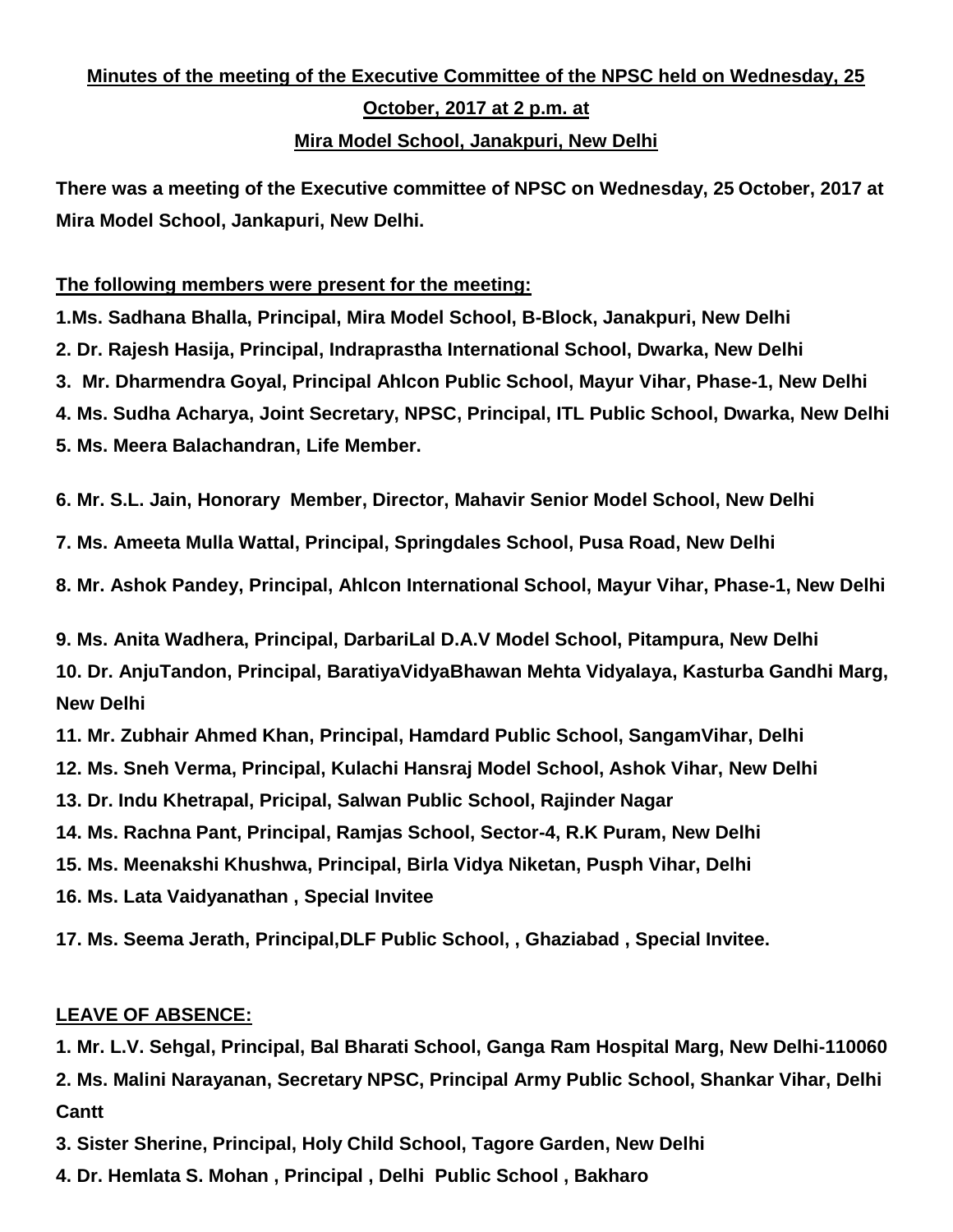**Minutes of the meeting of the Executive Committee of the NPSC held on Wednesday, 25 October, 2017 at 2 p.m. at**

**Mira Model School, Janakpuri, New Delhi**

**There was a meeting of the Executive committee of NPSC on Wednesday, 25 October, 2017 at Mira Model School, Jankapuri, New Delhi.**

**The following members were present for the meeting:**

**1.Ms. Sadhana Bhalla, Principal, Mira Model School, B-Block, Janakpuri, New Delhi**
**2. Dr. Rajesh Hasija, Principal, Indraprastha International School, Dwarka, New Delhi**
**3. Mr. Dharmendra Goyal, Principal Ahlcon Public School, Mayur Vihar, Phase-1, New Delhi**
**4. Ms. Sudha Acharya, Joint Secretary, NPSC, Principal, ITL Public School, Dwarka, New Delhi**
**5. Ms. Meera Balachandran, Life Member.**

**6. Mr. S.L. Jain, Honorary Member, Director, Mahavir Senior Model School, New Delhi**

**7. Ms. Ameeta Mulla Wattal, Principal, Springdales School, Pusa Road, New Delhi**

**8. Mr. Ashok Pandey, Principal, Ahlcon International School, Mayur Vihar, Phase-1, New Delhi**

**9. Ms. Anita Wadhera, Principal, DarbariLal D.A.V Model School, Pitampura, New Delhi**
**10. Dr. AnjuTandon, Principal, BaratiyaVidyaBhawan Mehta Vidyalaya, Kasturba Gandhi Marg, New Delhi**
**11. Mr. Zubhair Ahmed Khan, Principal, Hamdard Public School, SangamVihar, Delhi**
**12. Ms. Sneh Verma, Principal, Kulachi Hansraj Model School, Ashok Vihar, New Delhi**
**13. Dr. Indu Khetrapal, Pricipal, Salwan Public School, Rajinder Nagar**
**14. Ms. Rachna Pant, Principal, Ramjas School, Sector-4, R.K Puram, New Delhi**
**15. Ms. Meenakshi Khushwa, Principal, Birla Vidya Niketan, Pusph Vihar, Delhi**
**16. Ms. Lata Vaidyanathan , Special Invitee**

**17. Ms. Seema Jerath, Principal,DLF Public School, , Ghaziabad , Special Invitee.**

**LEAVE OF ABSENCE:**

**1. Mr. L.V. Sehgal, Principal, Bal Bharati School, Ganga Ram Hospital Marg, New Delhi-110060**
**2. Ms. Malini Narayanan, Secretary NPSC, Principal Army Public School, Shankar Vihar, Delhi Cantt**
**3. Sister Sherine, Principal, Holy Child School, Tagore Garden, New Delhi**
**4. Dr. Hemlata S. Mohan , Principal , Delhi Public School , Bakharo**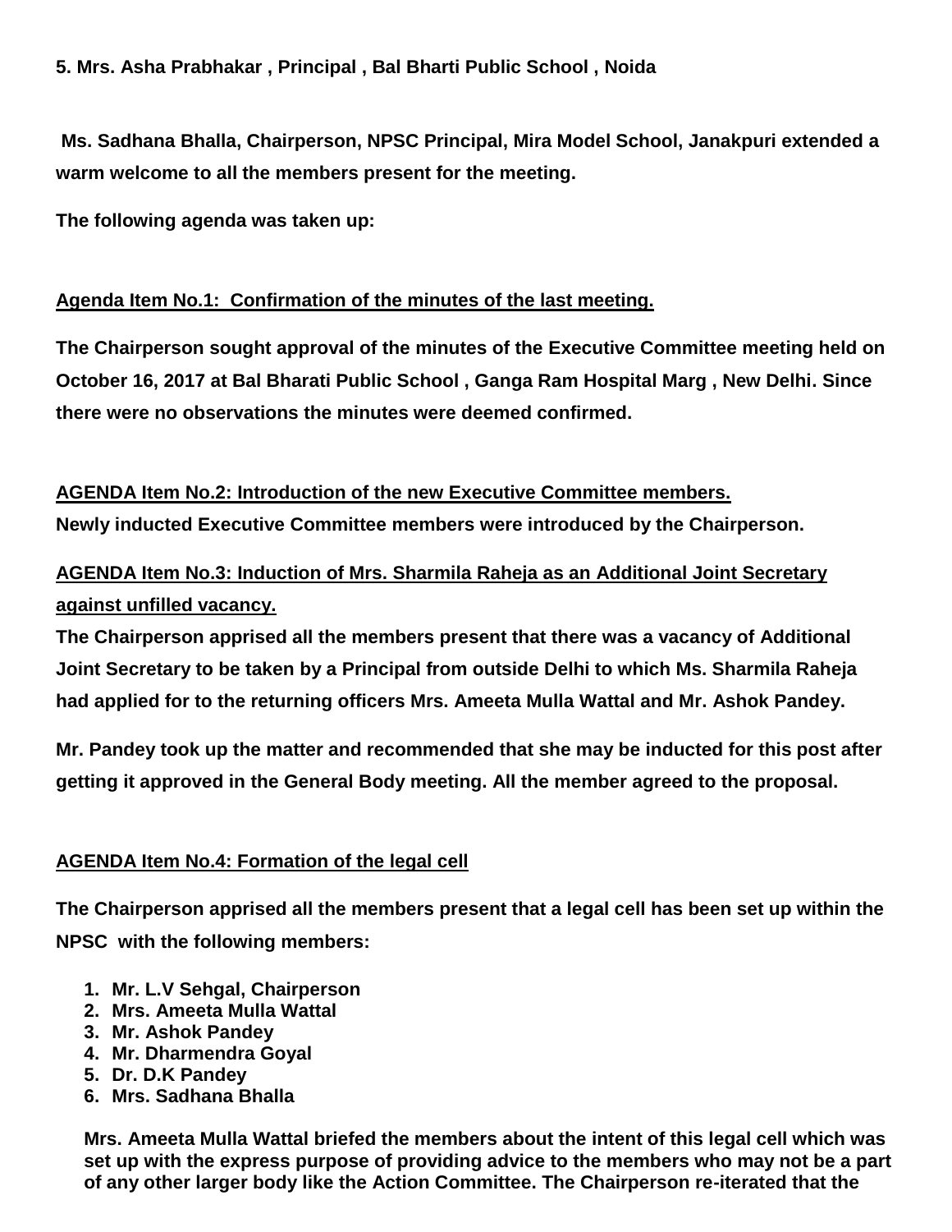**5. Mrs. Asha Prabhakar , Principal , Bal Bharti Public School , Noida**

**Ms. Sadhana Bhalla, Chairperson, NPSC Principal, Mira Model School, Janakpuri extended a warm welcome to all the members present for the meeting.**

**The following agenda was taken up:**

**<u>Agenda Item No.1: Confirmation of the minutes of the last meeting.</u>**

**The Chairperson sought approval of the minutes of the Executive Committee meeting held on October 16, 2017 at Bal Bharati Public School , Ganga Ram Hospital Marg , New Delhi. Since there were no observations the minutes were deemed confirmed.**

**<u>AGENDA Item No.2: Introduction of the new Executive Committee members.</u>**
**Newly inducted Executive Committee members were introduced by the Chairperson.**

**<u>AGENDA Item No.3: Induction of Mrs. Sharmila Raheja as an Additional Joint Secretary against unfilled vacancy.</u>**
**The Chairperson apprised all the members present that there was a vacancy of Additional Joint Secretary to be taken by a Principal from outside Delhi to which Ms. Sharmila Raheja had applied for to the returning officers Mrs. Ameeta Mulla Wattal and Mr. Ashok Pandey.**

**Mr. Pandey took up the matter and recommended that she may be inducted for this post after getting it approved in the General Body meeting. All the member agreed to the proposal.**

**<u>AGENDA Item No.4: Formation of the legal cell</u>**

**The Chairperson apprised all the members present that a legal cell has been set up within the NPSC with the following members:**

1. **Mr. L.V Sehgal, Chairperson**
2. **Mrs. Ameeta Mulla Wattal**
3. **Mr. Ashok Pandey**
4. **Mr. Dharmendra Goyal**
5. **Dr. D.K Pandey**
6. **Mrs. Sadhana Bhalla**

**Mrs. Ameeta Mulla Wattal briefed the members about the intent of this legal cell which was set up with the express purpose of providing advice to the members who may not be a part of any other larger body like the Action Committee. The Chairperson re-iterated that the**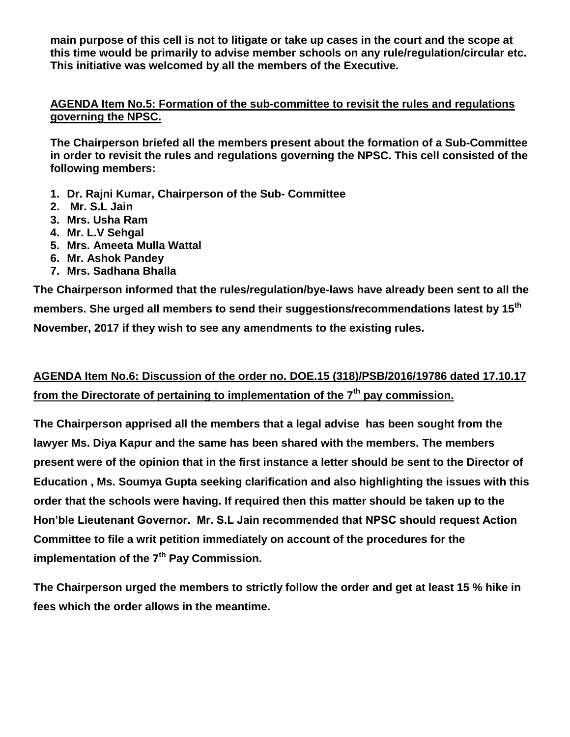**main purpose of this cell is not to litigate or take up cases in the court and the scope at this time would be primarily to advise member schools on any rule/regulation/circular etc. This initiative was welcomed by all the members of the Executive.**

**AGENDA Item No.5: Formation of the sub-committee to revisit the rules and regulations governing the NPSC.**

**The Chairperson briefed all the members present about the formation of a Sub-Committee in order to revisit the rules and regulations governing the NPSC. This cell consisted of the following members:**

1. **Dr. Rajni Kumar, Chairperson of the Sub- Committee**
2. **Mr. S.L Jain**
3. **Mrs. Usha Ram**
4. **Mr. L.V Sehgal**
5. **Mrs. Ameeta Mulla Wattal**
6. **Mr. Ashok Pandey**
7. **Mrs. Sadhana Bhalla**

**The Chairperson informed that the rules/regulation/bye-laws have already been sent to all the members. She urged all members to send their suggestions/recommendations latest by 15th November, 2017 if they wish to see any amendments to the existing rules.**

**AGENDA Item No.6: Discussion of the order no. DOE.15 (318)/PSB/2016/19786 dated 17.10.17 from the Directorate of pertaining to implementation of the 7th pay commission.**

**The Chairperson apprised all the members that a legal advise has been sought from the lawyer Ms. Diya Kapur and the same has been shared with the members. The members present were of the opinion that in the first instance a letter should be sent to the Director of Education , Ms. Soumya Gupta seeking clarification and also highlighting the issues with this order that the schools were having. If required then this matter should be taken up to the Hon'ble Lieutenant Governor. Mr. S.L Jain recommended that NPSC should request Action Committee to file a writ petition immediately on account of the procedures for the implementation of the 7th Pay Commission.**

**The Chairperson urged the members to strictly follow the order and get at least 15 % hike in fees which the order allows in the meantime.**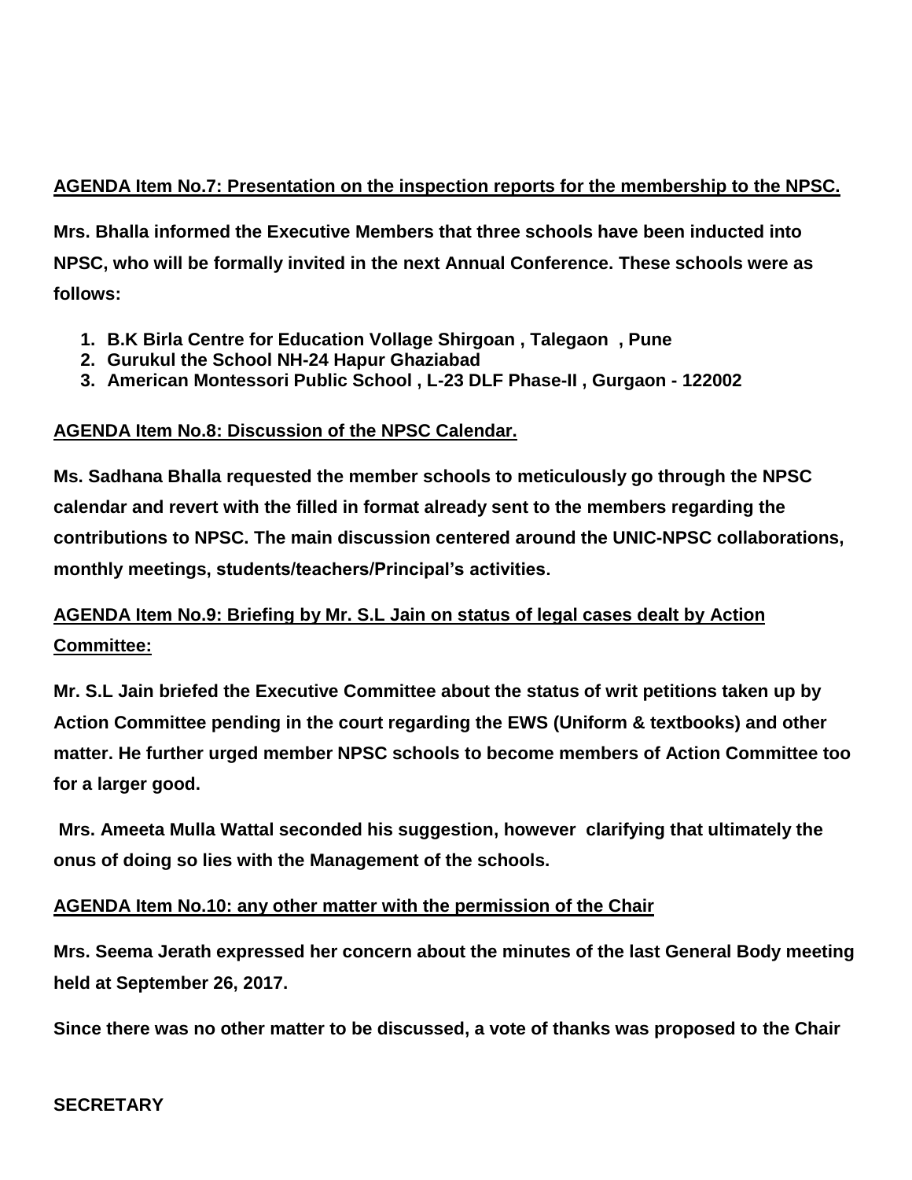**AGENDA Item No.7: Presentation on the inspection reports for the membership to the NPSC.**

**Mrs. Bhalla informed the Executive Members that three schools have been inducted into NPSC, who will be formally invited in the next Annual Conference. These schools were as follows:**

1. **B.K Birla Centre for Education Vollage Shirgoan , Talegaon , Pune**
2. **Gurukul the School NH-24 Hapur Ghaziabad**
3. **American Montessori Public School , L-23 DLF Phase-II , Gurgaon - 122002**

**AGENDA Item No.8: Discussion of the NPSC Calendar.**

**Ms. Sadhana Bhalla requested the member schools to meticulously go through the NPSC calendar and revert with the filled in format already sent to the members regarding the contributions to NPSC. The main discussion centered around the UNIC-NPSC collaborations, monthly meetings, students/teachers/Principal's activities.**

**AGENDA Item No.9: Briefing by Mr. S.L Jain on status of legal cases dealt by Action Committee:**

**Mr. S.L Jain briefed the Executive Committee about the status of writ petitions taken up by Action Committee pending in the court regarding the EWS (Uniform & textbooks) and other matter. He further urged member NPSC schools to become members of Action Committee too for a larger good.**

**Mrs. Ameeta Mulla Wattal seconded his suggestion, however clarifying that ultimately the onus of doing so lies with the Management of the schools.**

**AGENDA Item No.10: any other matter with the permission of the Chair**

**Mrs. Seema Jerath expressed her concern about the minutes of the last General Body meeting held at September 26, 2017.**

**Since there was no other matter to be discussed, a vote of thanks was proposed to the Chair**

**SECRETARY**